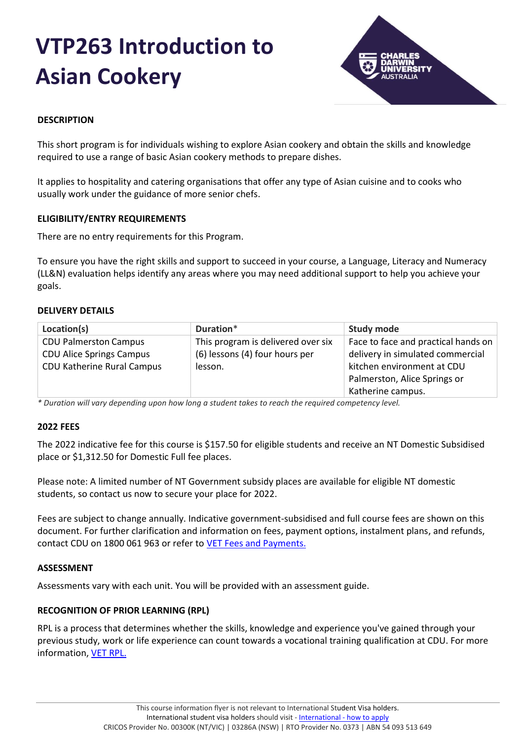# VTP263 Introduction to Asian Cookery

**DESCRIPTION**

This short program is for individuals wishing to explore Asian cookery and obtain the skills and knowledge required to use a range of basic Asian cookery methods to prepare dishes.

It applies to hospitality and catering organisations that offer any type of Asian cuisine and to cooks who usually work under the guidance of more senior chefs.

**ELIGIBILITY/ENTRY REQUIREMENTS**

There are no entry requirements for this Program.

To ensure you have the right skills and support to succeed in your course, a Language, Literacy and Numeracy (LL&N) evaluation helps identify any areas where you may need additional support to help you achieve your goals.

**DELIVERY DETAILS**

| Location(s) | Duration* | Study mode |
|---|---|---|
| CDU Palmerston Campus<br>CDU Alice Springs Campus<br>CDU Katherine Rural Campus | This program is delivered over six (6) lessons (4) four hours per lesson. | Face to face and practical hands on delivery in simulated commercial kitchen environment at CDU Palmerston, Alice Springs or Katherine campus. |

*\* Duration will vary depending upon how long a student takes to reach the required competency level.*

**2022 FEES**

The 2022 indicative fee for this course is $157.50 for eligible students and receive an NT Domestic Subsidised place or $1,312.50 for Domestic Full fee places.

Please note: A limited number of NT Government subsidy places are available for eligible NT domestic students, so contact us now to secure your place for 2022.

Fees are subject to change annually. Indicative government-subsidised and full course fees are shown on this document. For further clarification and information on fees, payment options, instalment plans, and refunds, contact CDU on 1800 061 963 or refer to [VET Fees and Payments.]()

**ASSESSMENT**

Assessments vary with each unit. You will be provided with an assessment guide.

**RECOGNITION OF PRIOR LEARNING (RPL)**

RPL is a process that determines whether the skills, knowledge and experience you've gained through your previous study, work or life experience can count towards a vocational training qualification at CDU. For more information, [VET RPL.]()

This course information flyer is not relevant to International Student Visa holders.
International student visa holders should visit - [International - how to apply]()
CRICOS Provider No. 00300K (NT/VIC) | 03286A (NSW) | RTO Provider No. 0373 | ABN 54 093 513 649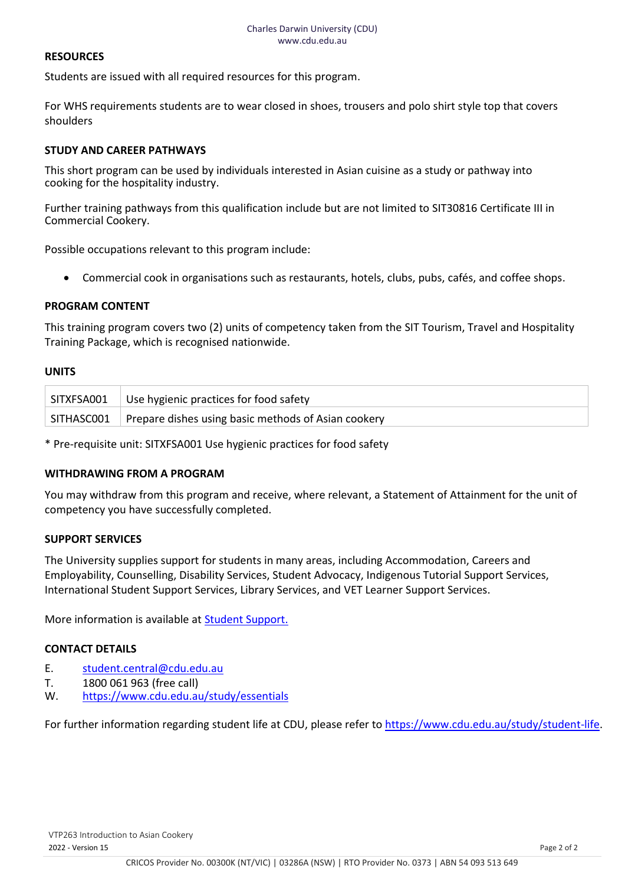## RESOURCES

Students are issued with all required resources for this program.

For WHS requirements students are to wear closed in shoes, trousers and polo shirt style top that covers shoulders

## STUDY AND CAREER PATHWAYS

This short program can be used by individuals interested in Asian cuisine as a study or pathway into cooking for the hospitality industry.

Further training pathways from this qualification include but are not limited to SIT30816 Certificate III in Commercial Cookery.

Possible occupations relevant to this program include:

- Commercial cook in organisations such as restaurants, hotels, clubs, pubs, cafés, and coffee shops.

## PROGRAM CONTENT

This training program covers two (2) units of competency taken from the SIT Tourism, Travel and Hospitality Training Package, which is recognised nationwide.

## UNITS

| | |
|---|---|
| SITXFSA001 | Use hygienic practices for food safety |
| SITHASC001 | Prepare dishes using basic methods of Asian cookery |

* Pre-requisite unit: SITXFSA001 Use hygienic practices for food safety

## WITHDRAWING FROM A PROGRAM

You may withdraw from this program and receive, where relevant, a Statement of Attainment for the unit of competency you have successfully completed.

## SUPPORT SERVICES

The University supplies support for students in many areas, including Accommodation, Careers and Employability, Counselling, Disability Services, Student Advocacy, Indigenous Tutorial Support Services, International Student Support Services, Library Services, and VET Learner Support Services.

More information is available at [Student Support.]

## CONTACT DETAILS

E. student.central@cdu.edu.au
T. 1800 061 963 (free call)
W. https://www.cdu.edu.au/study/essentials

For further information regarding student life at CDU, please refer to https://www.cdu.edu.au/study/student-life.